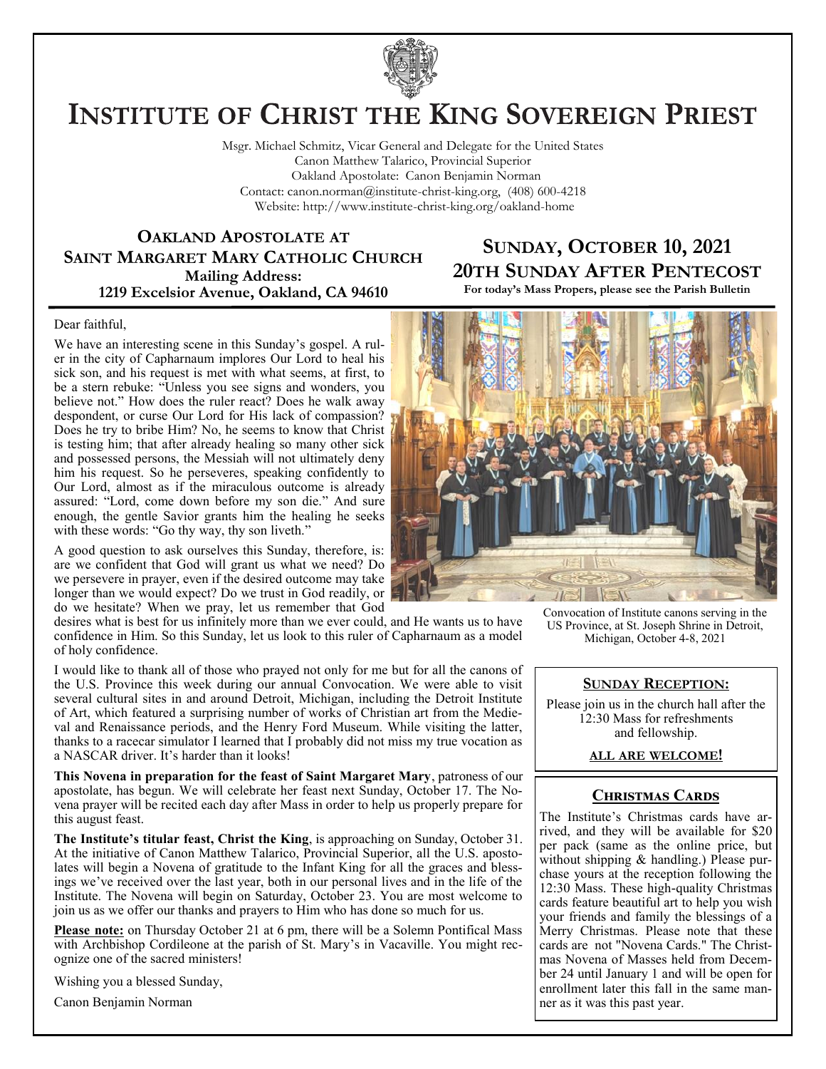# INSTITUTE OF CHRIST THE KING SOVEREIGN PRIEST

Msgr. Michael Schmitz, Vicar General and Delegate for the United States
Canon Matthew Talarico, Provincial Superior
Oakland Apostolate: Canon Benjamin Norman
Contact: canon.norman@institute-christ-king.org, (408) 600-4218
Website: http://www.institute-christ-king.org/oakland-home

## OAKLAND APOSTOLATE AT SAINT MARGARET MARY CATHOLIC CHURCH

**Mailing Address:**
**1219 Excelsior Avenue, Oakland, CA 94610**

## SUNDAY, OCTOBER 10, 2021
## 20TH SUNDAY AFTER PENTECOST

**For today's Mass Propers, please see the Parish Bulletin**

Dear faithful,

We have an interesting scene in this Sunday's gospel. A ruler in the city of Capharnaum implores Our Lord to heal his sick son, and his request is met with what seems, at first, to be a stern rebuke: "Unless you see signs and wonders, you believe not." How does the ruler react? Does he walk away despondent, or curse Our Lord for His lack of compassion? Does he try to bribe Him? No, he seems to know that Christ is testing him; that after already healing so many other sick and possessed persons, the Messiah will not ultimately deny him his request. So he perseveres, speaking confidently to Our Lord, almost as if the miraculous outcome is already assured: "Lord, come down before my son die." And sure enough, the gentle Savior grants him the healing he seeks with these words: "Go thy way, thy son liveth."

A good question to ask ourselves this Sunday, therefore, is: are we confident that God will grant us what we need? Do we persevere in prayer, even if the desired outcome may take longer than we would expect? Do we trust in God readily, or do we hesitate? When we pray, let us remember that God desires what is best for us infinitely more than we ever could, and He wants us to have confidence in Him. So this Sunday, let us look to this ruler of Capharnaum as a model of holy confidence.

Convocation of Institute canons serving in the US Province, at St. Joseph Shrine in Detroit, Michigan, October 4-8, 2021

I would like to thank all of those who prayed not only for me but for all the canons of the U.S. Province this week during our annual Convocation. We were able to visit several cultural sites in and around Detroit, Michigan, including the Detroit Institute of Art, which featured a surprising number of works of Christian art from the Medieval and Renaissance periods, and the Henry Ford Museum. While visiting the latter, thanks to a racecar simulator I learned that I probably did not miss my true vocation as a NASCAR driver. It's harder than it looks!

**This Novena in preparation for the feast of Saint Margaret Mary**, patroness of our apostolate, has begun. We will celebrate her feast next Sunday, October 17. The Novena prayer will be recited each day after Mass in order to help us properly prepare for this august feast.

**The Institute's titular feast, Christ the King**, is approaching on Sunday, October 31. At the initiative of Canon Matthew Talarico, Provincial Superior, all the U.S. apostolates will begin a Novena of gratitude to the Infant King for all the graces and blessings we've received over the last year, both in our personal lives and in the life of the Institute. The Novena will begin on Saturday, October 23. You are most welcome to join us as we offer our thanks and prayers to Him who has done so much for us.

**Please note:** on Thursday October 21 at 6 pm, there will be a Solemn Pontifical Mass with Archbishop Cordileone at the parish of St. Mary's in Vacaville. You might recognize one of the sacred ministers!

Wishing you a blessed Sunday,

Canon Benjamin Norman

### SUNDAY RECEPTION:

Please join us in the church hall after the 12:30 Mass for refreshments and fellowship.

**ALL ARE WELCOME!**

### CHRISTMAS CARDS

The Institute's Christmas cards have arrived, and they will be available for $20 per pack (same as the online price, but without shipping & handling.) Please purchase yours at the reception following the 12:30 Mass. These high-quality Christmas cards feature beautiful art to help you wish your friends and family the blessings of a Merry Christmas. Please note that these cards are not "Novena Cards." The Christmas Novena of Masses held from December 24 until January 1 and will be open for enrollment later this fall in the same manner as it was this past year.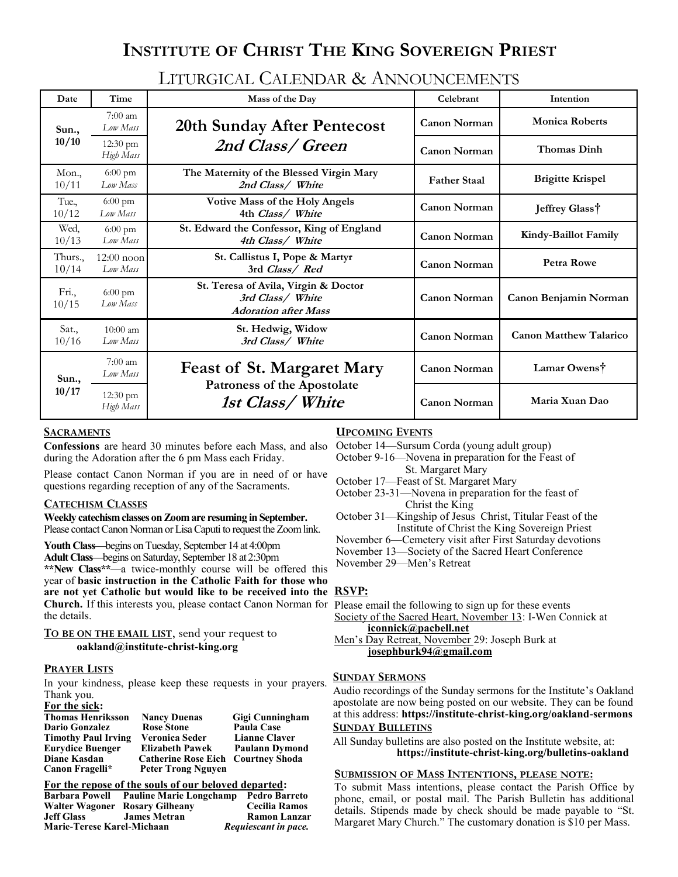# Institute of Christ The King Sovereign Priest

## Liturgical Calendar & Announcements

| Date | Time | Mass of the Day | Celebrant | Intention |
|---|---|---|---|---|
| **Sun., 10/10** | 7:00 am *Low Mass* | **20th Sunday After Pentecost** ***2nd Class/ Green*** | **Canon Norman** | **Monica Roberts** |
| | 12:30 pm *High Mass* | | **Canon Norman** | **Thomas Dinh** |
| Mon., 10/11 | 6:00 pm *Low Mass* | **The Maternity of the Blessed Virgin Mary** ***2nd Class/ White*** | **Father Staal** | **Brigitte Krispel** |
| Tue., 10/12 | 6:00 pm *Low Mass* | **Votive Mass of the Holy Angels** **4th *Class/ White*** | **Canon Norman** | **Jeffrey Glass†** |
| Wed, 10/13 | 6:00 pm *Low Mass* | **St. Edward the Confessor, King of England** ***4th Class/ White*** | **Canon Norman** | **Kindy-Baillot Family** |
| Thurs., 10/14 | 12:00 noon *Low Mass* | **St. Callistus I, Pope & Martyr** **3rd *Class/ Red*** | **Canon Norman** | **Petra Rowe** |
| Fri., 10/15 | 6:00 pm *Low Mass* | **St. Teresa of Avila, Virgin & Doctor** ***3rd Class/ White*** ***Adoration after Mass*** | **Canon Norman** | **Canon Benjamin Norman** |
| Sat., 10/16 | 10:00 am *Low Mass* | **St. Hedwig, Widow** ***3rd Class/ White*** | **Canon Norman** | **Canon Matthew Talarico** |
| **Sun., 10/17** | 7:00 am *Low Mass* | **Feast of St. Margaret Mary** **Patroness of the Apostolate** ***1st Class/ White*** | **Canon Norman** | **Lamar Owens†** |
| | 12:30 pm *High Mass* | | **Canon Norman** | **Maria Xuan Dao** |

### Sacraments

**Confessions** are heard 30 minutes before each Mass, and also during the Adoration after the 6 pm Mass each Friday.

Please contact Canon Norman if you are in need of or have questions regarding reception of any of the Sacraments.

### Catechism Classes

**Weekly catechism classes on Zoom are resuming in September.** Please contact Canon Norman or Lisa Caputi to request the Zoom link.

**Youth Class**—begins on Tuesday, September 14 at 4:00pm
**Adult Class**—begins on Saturday, September 18 at 2:30pm
**\*\*New Class\*\***—a twice-monthly course will be offered this year of **basic instruction in the Catholic Faith for those who are not yet Catholic but would like to be received into the Church.** If this interests you, please contact Canon Norman for the details.

**To be on the email list**, send your request to **oakland@institute-christ-king.org**

### Prayer Lists

In your kindness, please keep these requests in your prayers. Thank you.

**For the sick:**

| | | |
|---|---|---|
| **Thomas Henriksson** | **Nancy Duenas** | **Gigi Cunningham** |
| **Dario Gonzalez** | **Rose Stone** | **Paula Case** |
| **Timothy Paul Irving** | **Veronica Seder** | **Lianne Claver** |
| **Eurydice Buenger** | **Elizabeth Pawek** | **Paulann Dymond** |
| **Diane Kasdan** | **Catherine Rose Eich** | **Courtney Shoda** |
| **Canon Fragelli*** | **Peter Trong Nguyen** | |

**For the repose of the souls of our beloved departed:**

| | | |
|---|---|---|
| **Barbara Powell** | **Pauline Marie Longchamp** | **Pedro Barreto** |
| **Walter Wagoner** | **Rosary Gilheany** | **Cecilia Ramos** |
| **Jeff Glass** | **James Metran** | **Ramon Lanzar** |
| **Marie-Terese Karel-Michaan** | | ***Requiescant in pace.*** |

### Upcoming Events

October 14—Sursum Corda (young adult group)
October 9-16—Novena in preparation for the Feast of St. Margaret Mary
October 17—Feast of St. Margaret Mary
October 23-31—Novena in preparation for the feast of Christ the King
October 31—Kingship of Jesus Christ, Titular Feast of the Institute of Christ the King Sovereign Priest
November 6—Cemetery visit after First Saturday devotions
November 13—Society of the Sacred Heart Conference
November 29—Men's Retreat

### RSVP:

Please email the following to sign up for these events
Society of the Sacred Heart, November 13: I-Wen Connick at **iconnick@pacbell.net**
Men's Day Retreat, November 29: Joseph Burk at **josephburk94@gmail.com**

### Sunday Sermons

Audio recordings of the Sunday sermons for the Institute's Oakland apostolate are now being posted on our website. They can be found at this address: **https://institute-christ-king.org/oakland-sermons**

### Sunday Bulletins

All Sunday bulletins are also posted on the Institute website, at: **https://institute-christ-king.org/bulletins-oakland**

### Submission of Mass Intentions, please note:

To submit Mass intentions, please contact the Parish Office by phone, email, or postal mail. The Parish Bulletin has additional details. Stipends made by check should be made payable to "St. Margaret Mary Church." The customary donation is $10 per Mass.